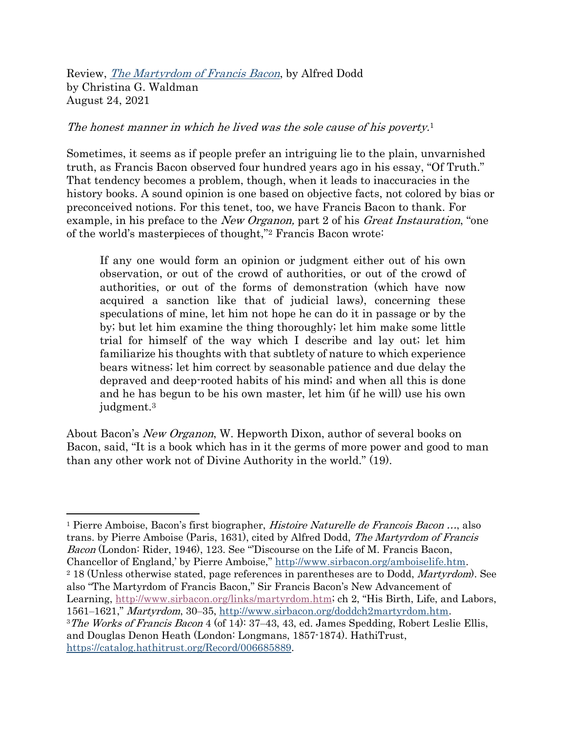Review, *[The Martyrdom of Francis Bacon](http://www.sirbacon.org/links/martyrdom.htm)*, by Alfred Dodd
by Christina G. Waldman
August 24, 2021

*The honest manner in which he lived was the sole cause of his poverty.*[1]

Sometimes, it seems as if people prefer an intriguing lie to the plain, unvarnished truth, as Francis Bacon observed four hundred years ago in his essay, "Of Truth." That tendency becomes a problem, though, when it leads to inaccuracies in the history books. A sound opinion is one based on objective facts, not colored by bias or preconceived notions. For this tenet, too, we have Francis Bacon to thank. For example, in his preface to the *New Organon,* part 2 of his *Great Instauration*, "one of the world's masterpieces of thought,"[2] Francis Bacon wrote:

> If any one would form an opinion or judgment either out of his own observation, or out of the crowd of authorities, or out of the crowd of authorities, or out of the forms of demonstration (which have now acquired a sanction like that of judicial laws), concerning these speculations of mine, let him not hope he can do it in passage or by the by; but let him examine the thing thoroughly; let him make some little trial for himself of the way which I describe and lay out; let him familiarize his thoughts with that subtlety of nature to which experience bears witness; let him correct by seasonable patience and due delay the depraved and deep-rooted habits of his mind; and when all this is done and he has begun to be his own master, let him (if he will) use his own judgment.[3]

About Bacon's *New Organon*, W. Hepworth Dixon, author of several books on Bacon, said, "It is a book which has in it the germs of more power and good to man than any other work not of Divine Authority in the world." (19).

---

[1] Pierre Amboise, Bacon's first biographer, *Histoire Naturelle de Francois Bacon …*, also trans. by Pierre Amboise (Paris, 1631), cited by Alfred Dodd, *The Martyrdom of Francis Bacon* (London: Rider, 1946), 123. See "'Discourse on the Life of M. Francis Bacon, Chancellor of England,' by Pierre Amboise," http://www.sirbacon.org/amboiselife.htm.

[2] 18 (Unless otherwise stated, page references in parentheses are to Dodd, *Martyrdom*). See also "The Martyrdom of Francis Bacon," Sir Francis Bacon's New Advancement of Learning, http://www.sirbacon.org/links/martyrdom.htm; ch 2, "His Birth, Life, and Labors, 1561–1621," *Martyrdom*, 30–35, http://www.sirbacon.org/doddch2martyrdom.htm.

[3] *The Works of Francis Bacon* 4 (of 14): 37–43, 43, ed. James Spedding, Robert Leslie Ellis, and Douglas Denon Heath (London: Longmans, 1857-1874). HathiTrust, https://catalog.hathitrust.org/Record/006685889.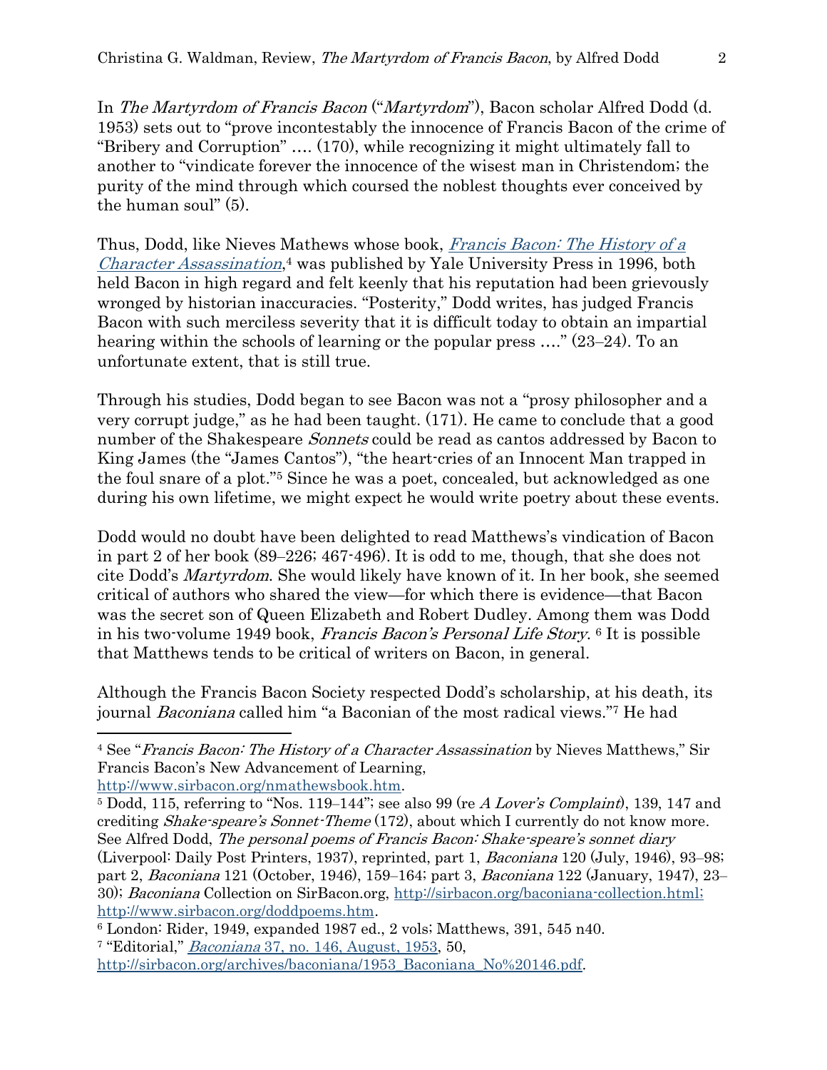In *The Martyrdom of Francis Bacon* ("*Martyrdom*"), Bacon scholar Alfred Dodd (d. 1953) sets out to "prove incontestably the innocence of Francis Bacon of the crime of "Bribery and Corruption" …. (170), while recognizing it might ultimately fall to another to "vindicate forever the innocence of the wisest man in Christendom; the purity of the mind through which coursed the noblest thoughts ever conceived by the human soul" (5).

Thus, Dodd, like Nieves Mathews whose book, [*Francis Bacon: The History of a Character Assassination*](http://www.sirbacon.org/nmathewsbook.htm),[4] was published by Yale University Press in 1996, both held Bacon in high regard and felt keenly that his reputation had been grievously wronged by historian inaccuracies. "Posterity," Dodd writes, has judged Francis Bacon with such merciless severity that it is difficult today to obtain an impartial hearing within the schools of learning or the popular press …." (23–24). To an unfortunate extent, that is still true.

Through his studies, Dodd began to see Bacon was not a "prosy philosopher and a very corrupt judge," as he had been taught. (171). He came to conclude that a good number of the Shakespeare *Sonnets* could be read as cantos addressed by Bacon to King James (the "James Cantos"), "the heart-cries of an Innocent Man trapped in the foul snare of a plot."[5] Since he was a poet, concealed, but acknowledged as one during his own lifetime, we might expect he would write poetry about these events.

Dodd would no doubt have been delighted to read Matthews's vindication of Bacon in part 2 of her book (89–226; 467-496). It is odd to me, though, that she does not cite Dodd's *Martyrdom*. She would likely have known of it. In her book, she seemed critical of authors who shared the view—for which there is evidence—that Bacon was the secret son of Queen Elizabeth and Robert Dudley. Among them was Dodd in his two-volume 1949 book, *Francis Bacon's Personal Life Story*. [6] It is possible that Matthews tends to be critical of writers on Bacon, in general.

Although the Francis Bacon Society respected Dodd's scholarship, at his death, its journal *Baconiana* called him "a Baconian of the most radical views."[7] He had

---

[4] See "*Francis Bacon: The History of a Character Assassination* by Nieves Matthews," Sir Francis Bacon's New Advancement of Learning, http://www.sirbacon.org/nmathewsbook.htm.

[5] Dodd, 115, referring to "Nos. 119–144"; see also 99 (re *A Lover's Complaint*), 139, 147 and crediting *Shake-speare's Sonnet-Theme* (172), about which I currently do not know more. See Alfred Dodd, *The personal poems of Francis Bacon: Shake-speare's sonnet diary* (Liverpool: Daily Post Printers, 1937), reprinted, part 1, *Baconiana* 120 (July, 1946), 93–98; part 2, *Baconiana* 121 (October, 1946), 159–164; part 3, *Baconiana* 122 (January, 1947), 23–30); *Baconiana* Collection on SirBacon.org, http://sirbacon.org/baconiana-collection.html; http://www.sirbacon.org/doddpoems.htm.

[6] London: Rider, 1949, expanded 1987 ed., 2 vols; Matthews, 391, 545 n40.

[7] "Editorial," [*Baconiana* 37, no. 146, August, 1953](http://sirbacon.org/archives/baconiana/1953_Baconiana_No%20146.pdf), 50, http://sirbacon.org/archives/baconiana/1953_Baconiana_No%20146.pdf.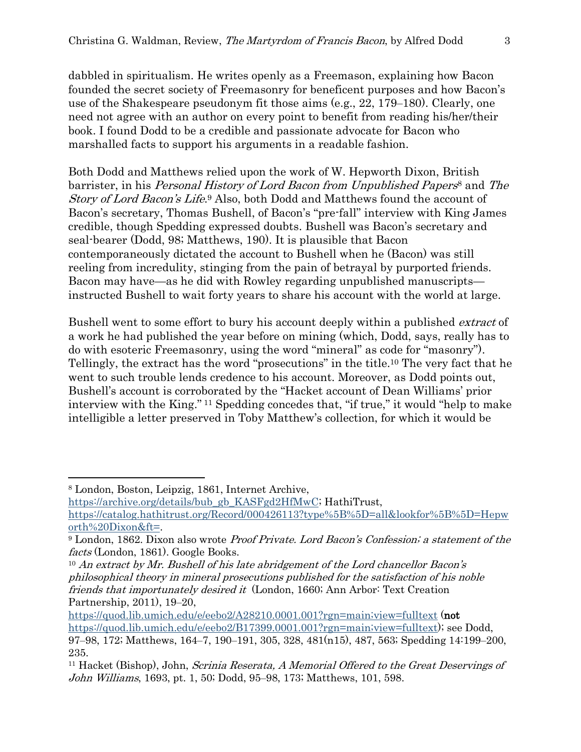dabbled in spiritualism. He writes openly as a Freemason, explaining how Bacon founded the secret society of Freemasonry for beneficent purposes and how Bacon's use of the Shakespeare pseudonym fit those aims (e.g., 22, 179–180). Clearly, one need not agree with an author on every point to benefit from reading his/her/their book. I found Dodd to be a credible and passionate advocate for Bacon who marshalled facts to support his arguments in a readable fashion.

Both Dodd and Matthews relied upon the work of W. Hepworth Dixon, British barrister, in his *Personal History of Lord Bacon from Unpublished Papers*[8] and *The Story of Lord Bacon's Life*.[9] Also, both Dodd and Matthews found the account of Bacon's secretary, Thomas Bushell, of Bacon's "pre-fall" interview with King James credible, though Spedding expressed doubts. Bushell was Bacon's secretary and seal-bearer (Dodd, 98; Matthews, 190). It is plausible that Bacon contemporaneously dictated the account to Bushell when he (Bacon) was still reeling from incredulity, stinging from the pain of betrayal by purported friends. Bacon may have—as he did with Rowley regarding unpublished manuscripts—instructed Bushell to wait forty years to share his account with the world at large.

Bushell went to some effort to bury his account deeply within a published *extract* of a work he had published the year before on mining (which, Dodd, says, really has to do with esoteric Freemasonry, using the word "mineral" as code for "masonry"). Tellingly, the extract has the word "prosecutions" in the title.[10] The very fact that he went to such trouble lends credence to his account. Moreover, as Dodd points out, Bushell's account is corroborated by the "Hacket account of Dean Williams' prior interview with the King."[11] Spedding concedes that, "if true," it would "help to make intelligible a letter preserved in Toby Matthew's collection, for which it would be

---

[8] London, Boston, Leipzig, 1861, Internet Archive, https://archive.org/details/bub_gb_KASFgd2HfMwC; HathiTrust, https://catalog.hathitrust.org/Record/000426113?type%5B%5D=all&lookfor%5B%5D=Hepworth%20Dixon&ft=.

[9] London, 1862. Dixon also wrote *Proof Private. Lord Bacon's Confession; a statement of the facts* (London, 1861). Google Books.

[10] *An extract by Mr. Bushell of his late abridgement of the Lord chancellor Bacon's philosophical theory in mineral prosecutions published for the satisfaction of his noble friends that importunately desired it* (London, 1660; Ann Arbor: Text Creation Partnership, 2011), 19–20, https://quod.lib.umich.edu/e/eebo2/A28210.0001.001?rgn=main;view=fulltext (**not** https://quod.lib.umich.edu/e/eebo2/B17399.0001.001?rgn=main;view=fulltext); see Dodd, 97–98, 172; Matthews, 164–7, 190–191, 305, 328, 481(n15), 487, 563; Spedding 14:199–200, 235.

[11] Hacket (Bishop), John, *Scrinia Reserata, A Memorial Offered to the Great Deservings of John Williams*, 1693, pt. 1, 50; Dodd, 95–98, 173; Matthews, 101, 598.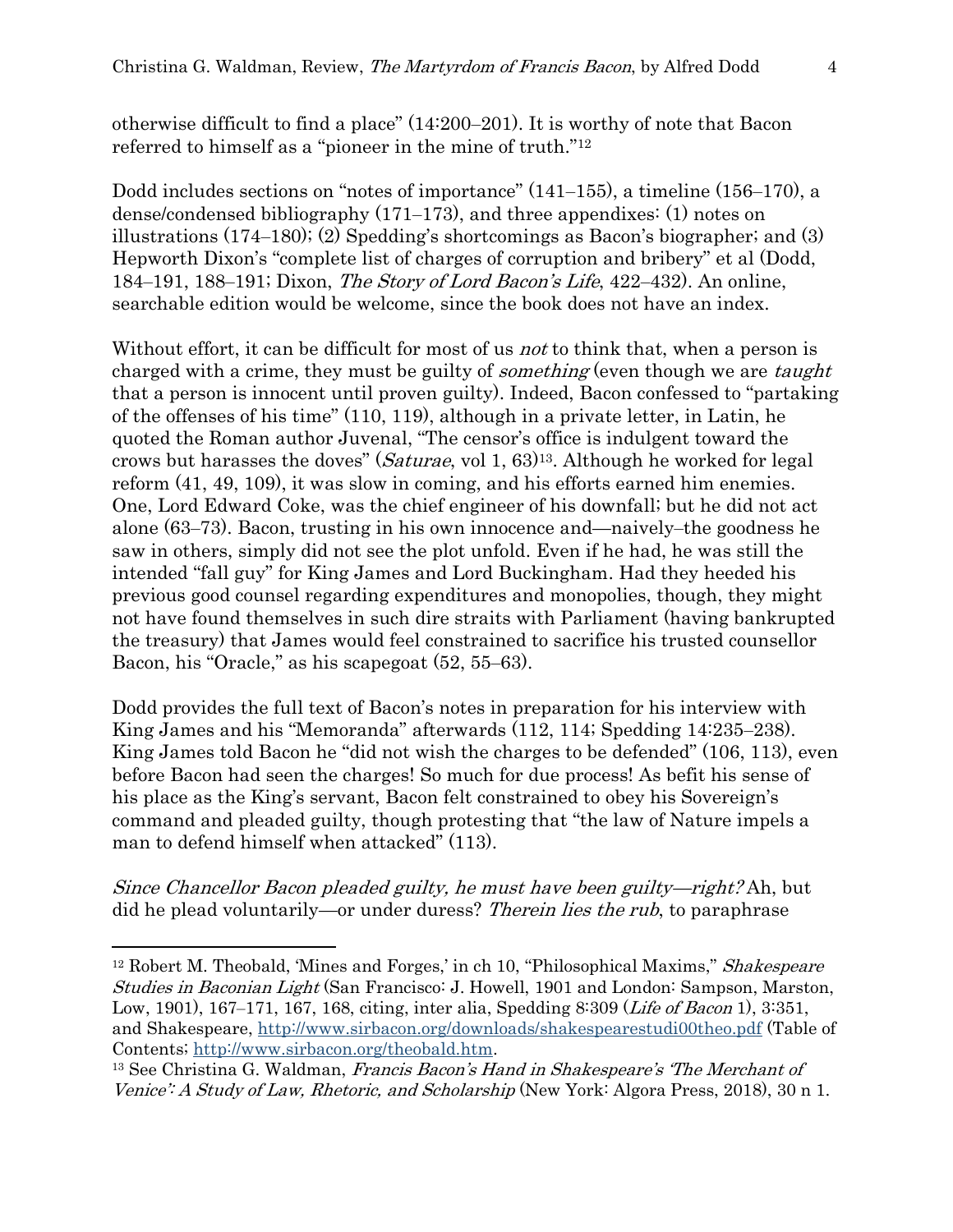otherwise difficult to find a place" (14:200–201). It is worthy of note that Bacon referred to himself as a "pioneer in the mine of truth."[12]

Dodd includes sections on "notes of importance" (141–155), a timeline (156–170), a dense/condensed bibliography (171–173), and three appendixes: (1) notes on illustrations (174–180); (2) Spedding's shortcomings as Bacon's biographer; and (3) Hepworth Dixon's "complete list of charges of corruption and bribery" et al (Dodd, 184–191, 188–191; Dixon, *The Story of Lord Bacon's Life*, 422–432). An online, searchable edition would be welcome, since the book does not have an index.

Without effort, it can be difficult for most of us *not* to think that, when a person is charged with a crime, they must be guilty of *something* (even though we are *taught* that a person is innocent until proven guilty). Indeed, Bacon confessed to "partaking of the offenses of his time" (110, 119), although in a private letter, in Latin, he quoted the Roman author Juvenal, "The censor's office is indulgent toward the crows but harasses the doves" (*Saturae*, vol 1, 63)[13]. Although he worked for legal reform (41, 49, 109), it was slow in coming, and his efforts earned him enemies. One, Lord Edward Coke, was the chief engineer of his downfall; but he did not act alone (63–73). Bacon, trusting in his own innocence and—naively–the goodness he saw in others, simply did not see the plot unfold. Even if he had, he was still the intended "fall guy" for King James and Lord Buckingham. Had they heeded his previous good counsel regarding expenditures and monopolies, though, they might not have found themselves in such dire straits with Parliament (having bankrupted the treasury) that James would feel constrained to sacrifice his trusted counsellor Bacon, his "Oracle," as his scapegoat (52, 55–63).

Dodd provides the full text of Bacon's notes in preparation for his interview with King James and his "Memoranda" afterwards (112, 114; Spedding 14:235–238). King James told Bacon he "did not wish the charges to be defended" (106, 113), even before Bacon had seen the charges! So much for due process! As befit his sense of his place as the King's servant, Bacon felt constrained to obey his Sovereign's command and pleaded guilty, though protesting that "the law of Nature impels a man to defend himself when attacked" (113).

*Since Chancellor Bacon pleaded guilty, he must have been guilty—right?* Ah, but did he plead voluntarily—or under duress? *Therein lies the rub*, to paraphrase

---

[12] Robert M. Theobald, 'Mines and Forges,' in ch 10, "Philosophical Maxims," *Shakespeare Studies in Baconian Light* (San Francisco: J. Howell, 1901 and London: Sampson, Marston, Low, 1901), 167–171, 167, 168, citing, inter alia, Spedding 8:309 (*Life of Bacon* 1), 3:351, and Shakespeare, http://www.sirbacon.org/downloads/shakespearestudi00theo.pdf (Table of Contents; http://www.sirbacon.org/theobald.htm.

[13] See Christina G. Waldman, *Francis Bacon's Hand in Shakespeare's 'The Merchant of Venice': A Study of Law, Rhetoric, and Scholarship* (New York: Algora Press, 2018), 30 n 1.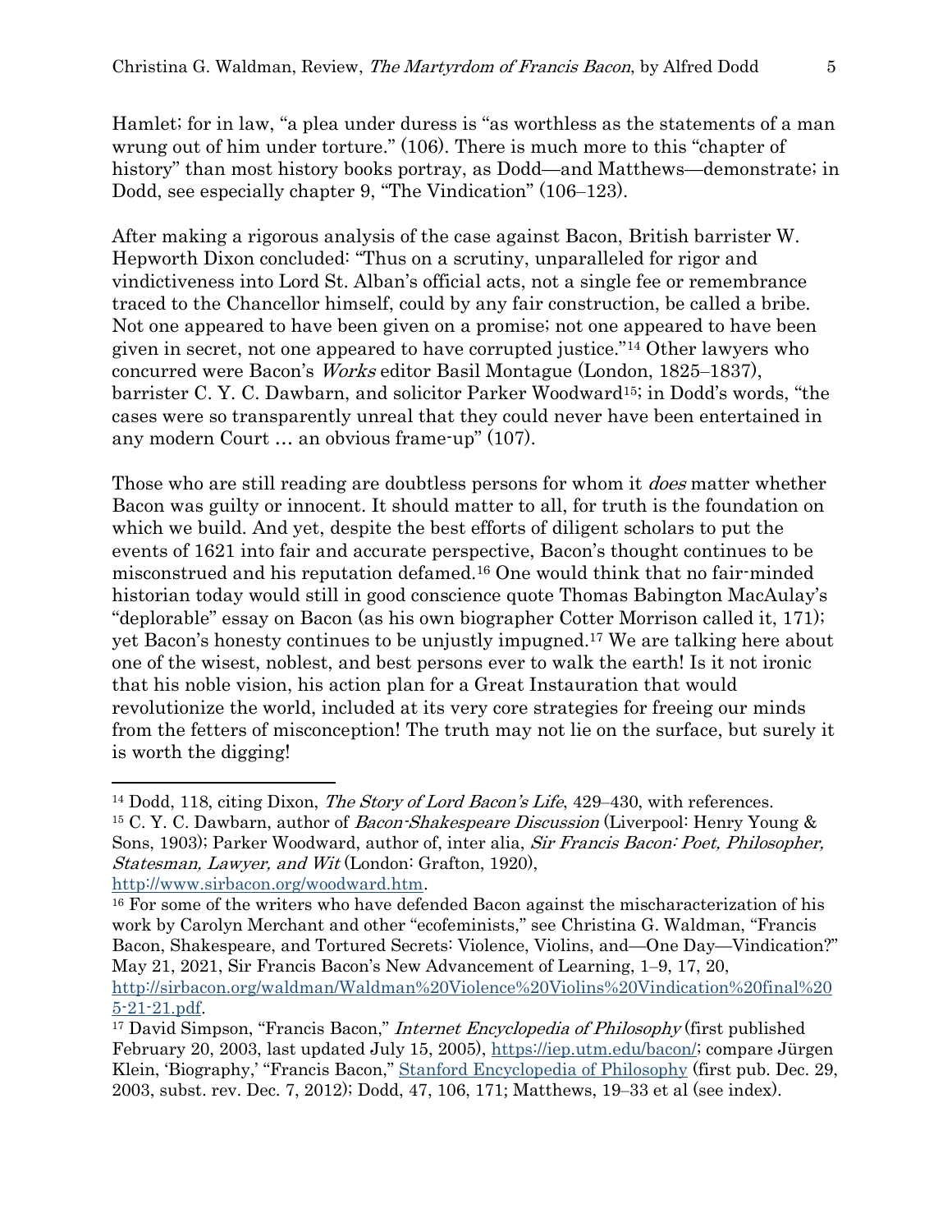Hamlet; for in law, "a plea under duress is "as worthless as the statements of a man wrung out of him under torture." (106). There is much more to this "chapter of history" than most history books portray, as Dodd—and Matthews—demonstrate; in Dodd, see especially chapter 9, "The Vindication" (106–123).

After making a rigorous analysis of the case against Bacon, British barrister W. Hepworth Dixon concluded: "Thus on a scrutiny, unparalleled for rigor and vindictiveness into Lord St. Alban's official acts, not a single fee or remembrance traced to the Chancellor himself, could by any fair construction, be called a bribe. Not one appeared to have been given on a promise; not one appeared to have been given in secret, not one appeared to have corrupted justice."[14] Other lawyers who concurred were Bacon's *Works* editor Basil Montague (London, 1825–1837), barrister C. Y. C. Dawbarn, and solicitor Parker Woodward[15]; in Dodd's words, "the cases were so transparently unreal that they could never have been entertained in any modern Court … an obvious frame-up" (107).

Those who are still reading are doubtless persons for whom it *does* matter whether Bacon was guilty or innocent. It should matter to all, for truth is the foundation on which we build. And yet, despite the best efforts of diligent scholars to put the events of 1621 into fair and accurate perspective, Bacon's thought continues to be misconstrued and his reputation defamed.[16] One would think that no fair-minded historian today would still in good conscience quote Thomas Babington MacAulay's "deplorable" essay on Bacon (as his own biographer Cotter Morrison called it, 171); yet Bacon's honesty continues to be unjustly impugned.[17] We are talking here about one of the wisest, noblest, and best persons ever to walk the earth! Is it not ironic that his noble vision, his action plan for a Great Instauration that would revolutionize the world, included at its very core strategies for freeing our minds from the fetters of misconception! The truth may not lie on the surface, but surely it is worth the digging!

---

[14] Dodd, 118, citing Dixon, *The Story of Lord Bacon's Life*, 429–430, with references.

[15] C. Y. C. Dawbarn, author of *Bacon-Shakespeare Discussion* (Liverpool: Henry Young & Sons, 1903); Parker Woodward, author of, inter alia, *Sir Francis Bacon: Poet, Philosopher, Statesman, Lawyer, and Wit* (London: Grafton, 1920), http://www.sirbacon.org/woodward.htm.

[16] For some of the writers who have defended Bacon against the mischaracterization of his work by Carolyn Merchant and other "ecofeminists," see Christina G. Waldman, "Francis Bacon, Shakespeare, and Tortured Secrets: Violence, Violins, and—One Day—Vindication?" May 21, 2021, Sir Francis Bacon's New Advancement of Learning, 1–9, 17, 20, http://sirbacon.org/waldman/Waldman%20Violence%20Violins%20Vindication%20final%205-21-21.pdf.

[17] David Simpson, "Francis Bacon," *Internet Encyclopedia of Philosophy* (first published February 20, 2003, last updated July 15, 2005), https://iep.utm.edu/bacon/; compare Jürgen Klein, 'Biography,' "Francis Bacon," Stanford Encyclopedia of Philosophy (first pub. Dec. 29, 2003, subst. rev. Dec. 7, 2012); Dodd, 47, 106, 171; Matthews, 19–33 et al (see index).